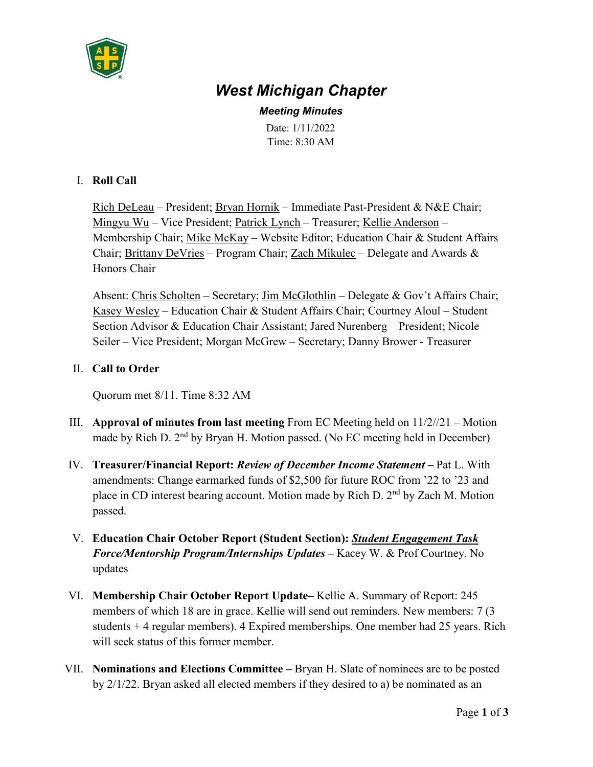# *West Michigan Chapter*

***Meeting Minutes***

Date: 1/11/2022
Time: 8:30 AM

I. **Roll Call**

Rich DeLeau – President; Bryan Hornik – Immediate Past-President & N&E Chair; Mingyu Wu – Vice President; Patrick Lynch – Treasurer; Kellie Anderson – Membership Chair; Mike McKay – Website Editor; Education Chair & Student Affairs Chair; Brittany DeVries – Program Chair; Zach Mikulec – Delegate and Awards & Honors Chair

Absent: Chris Scholten – Secretary; Jim McGlothlin – Delegate & Gov't Affairs Chair; Kasey Wesley – Education Chair & Student Affairs Chair; Courtney Aloul – Student Section Advisor & Education Chair Assistant; Jared Nurenberg – President; Nicole Seiler – Vice President; Morgan McGrew – Secretary; Danny Brower - Treasurer

II. **Call to Order**

Quorum met 8/11. Time 8:32 AM

III. **Approval of minutes from last meeting** From EC Meeting held on 11/2//21 – Motion made by Rich D. 2nd by Bryan H. Motion passed. (No EC meeting held in December)

IV. **Treasurer/Financial Report:** ***Review of December Income Statement*** **–** Pat L. With amendments: Change earmarked funds of $2,500 for future ROC from '22 to '23 and place in CD interest bearing account. Motion made by Rich D. 2nd by Zach M. Motion passed.

V. **Education Chair October Report (Student Section):** ***Student Engagement Task Force/Mentorship Program/Internships Updates*** **–** Kacey W. & Prof Courtney. No updates

VI. **Membership Chair October Report Update–** Kellie A. Summary of Report: 245 members of which 18 are in grace. Kellie will send out reminders. New members: 7 (3 students + 4 regular members). 4 Expired memberships. One member had 25 years. Rich will seek status of this former member.

VII. **Nominations and Elections Committee –** Bryan H. Slate of nominees are to be posted by 2/1/22. Bryan asked all elected members if they desired to a) be nominated as an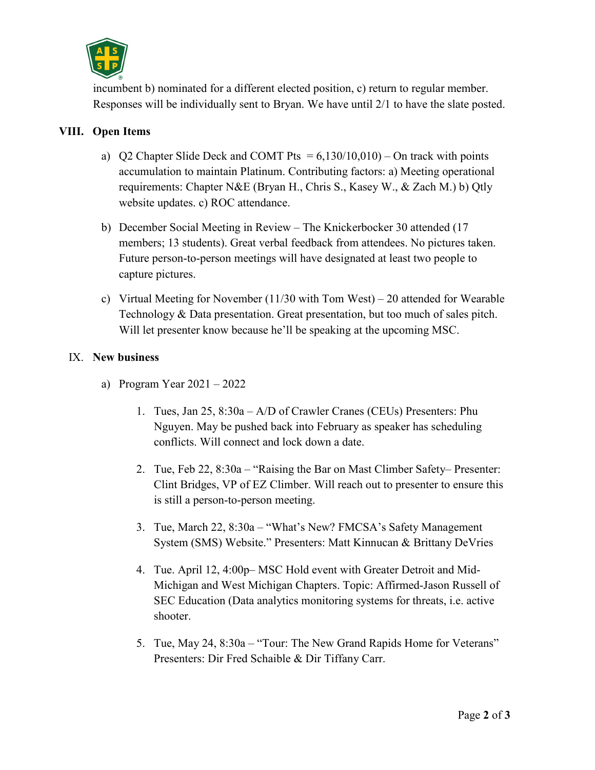incumbent b) nominated for a different elected position, c) return to regular member. Responses will be individually sent to Bryan. We have until 2/1 to have the slate posted.

## VIII. Open Items

a) Q2 Chapter Slide Deck and COMT Pts = 6,130/10,010) – On track with points accumulation to maintain Platinum. Contributing factors: a) Meeting operational requirements: Chapter N&E (Bryan H., Chris S., Kasey W., & Zach M.) b) Qtly website updates. c) ROC attendance.

b) December Social Meeting in Review – The Knickerbocker 30 attended (17 members; 13 students). Great verbal feedback from attendees. No pictures taken. Future person-to-person meetings will have designated at least two people to capture pictures.

c) Virtual Meeting for November (11/30 with Tom West) – 20 attended for Wearable Technology & Data presentation. Great presentation, but too much of sales pitch. Will let presenter know because he'll be speaking at the upcoming MSC.

## IX. New business

a) Program Year 2021 – 2022

1. Tues, Jan 25, 8:30a – A/D of Crawler Cranes (CEUs) Presenters: Phu Nguyen. May be pushed back into February as speaker has scheduling conflicts. Will connect and lock down a date.
2. Tue, Feb 22, 8:30a – "Raising the Bar on Mast Climber Safety– Presenter: Clint Bridges, VP of EZ Climber. Will reach out to presenter to ensure this is still a person-to-person meeting.
3. Tue, March 22, 8:30a – "What's New? FMCSA's Safety Management System (SMS) Website." Presenters: Matt Kinnucan & Brittany DeVries
4. Tue. April 12, 4:00p– MSC Hold event with Greater Detroit and Mid-Michigan and West Michigan Chapters. Topic: Affirmed-Jason Russell of SEC Education (Data analytics monitoring systems for threats, i.e. active shooter.
5. Tue, May 24, 8:30a – "Tour: The New Grand Rapids Home for Veterans" Presenters: Dir Fred Schaible & Dir Tiffany Carr.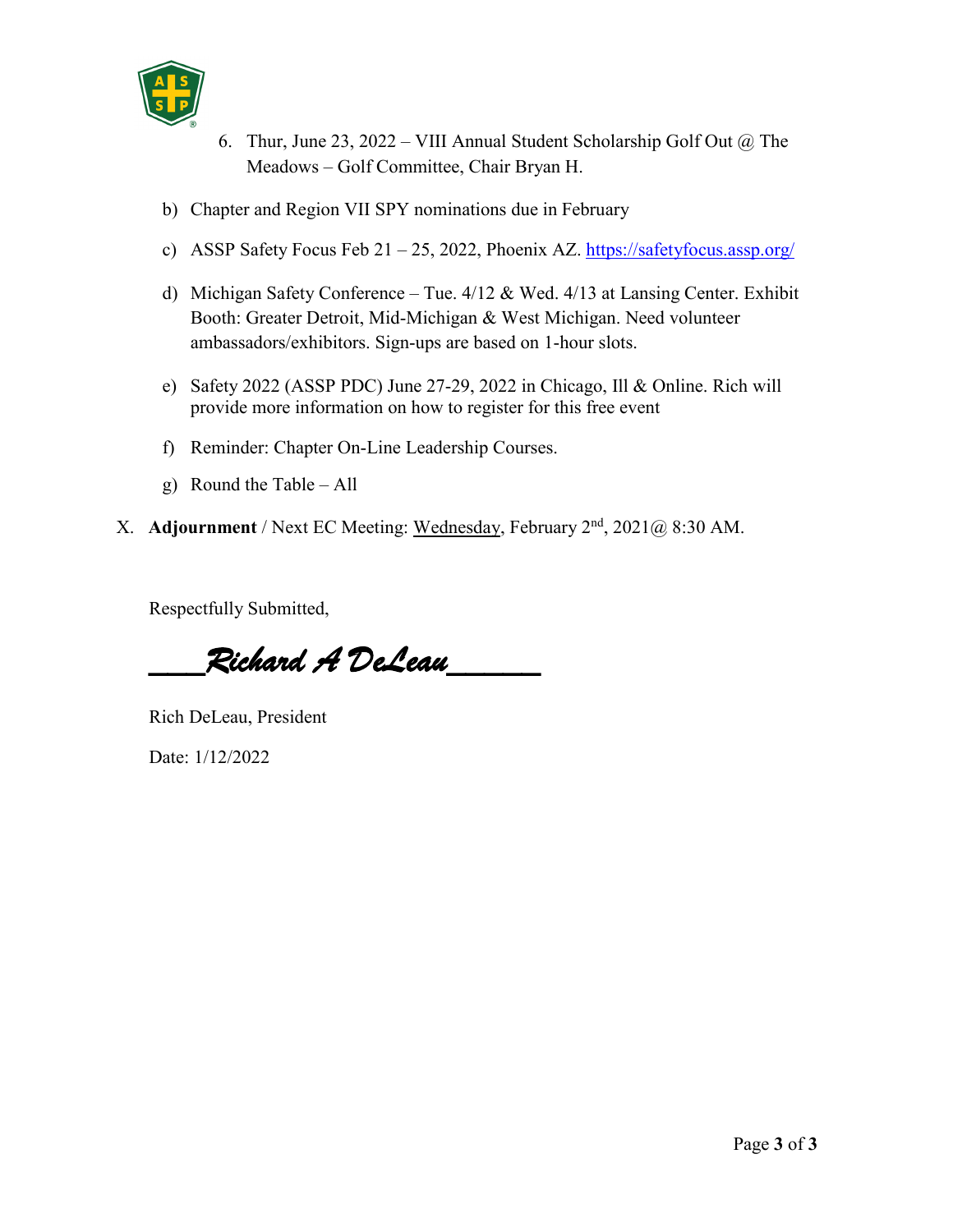6. Thur, June 23, 2022 – VIII Annual Student Scholarship Golf Out @ The Meadows – Golf Committee, Chair Bryan H.

b) Chapter and Region VII SPY nominations due in February

c) ASSP Safety Focus Feb 21 – 25, 2022, Phoenix AZ. https://safetyfocus.assp.org/

d) Michigan Safety Conference – Tue. 4/12 & Wed. 4/13 at Lansing Center. Exhibit Booth: Greater Detroit, Mid-Michigan & West Michigan. Need volunteer ambassadors/exhibitors. Sign-ups are based on 1-hour slots.

e) Safety 2022 (ASSP PDC) June 27-29, 2022 in Chicago, Ill & Online. Rich will provide more information on how to register for this free event

f) Reminder: Chapter On-Line Leadership Courses.

g) Round the Table – All

X. **Adjournment** / Next EC Meeting: Wednesday, February 2nd, 2021@ 8:30 AM.

Respectfully Submitted,

___*Richard A DeLeau*______

Rich DeLeau, President

Date: 1/12/2022